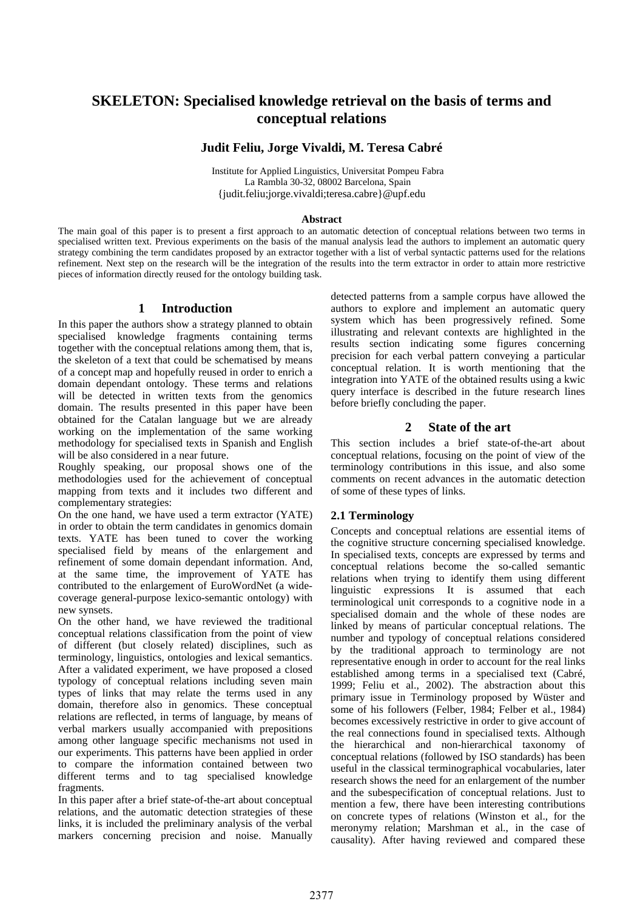# SKELETON: Specialised knowledge retrieval on the basis of terms and conceptual relations

**Judit Feliu, Jorge Vivaldi, M. Teresa Cabré**

Institute for Applied Linguistics, Universitat Pompeu Fabra
La Rambla 30-32, 08002 Barcelona, Spain
{judit.feliu;jorge.vivaldi;teresa.cabre}@upf.edu

**Abstract**

The main goal of this paper is to present a first approach to an automatic detection of conceptual relations between two terms in specialised written text. Previous experiments on the basis of the manual analysis lead the authors to implement an automatic query strategy combining the term candidates proposed by an extractor together with a list of verbal syntactic patterns used for the relations refinement. Next step on the research will be the integration of the results into the term extractor in order to attain more restrictive pieces of information directly reused for the ontology building task.

## 1 Introduction

In this paper the authors show a strategy planned to obtain specialised knowledge fragments containing terms together with the conceptual relations among them, that is, the skeleton of a text that could be schematised by means of a concept map and hopefully reused in order to enrich a domain dependant ontology. These terms and relations will be detected in written texts from the genomics domain. The results presented in this paper have been obtained for the Catalan language but we are already working on the implementation of the same working methodology for specialised texts in Spanish and English will be also considered in a near future.

Roughly speaking, our proposal shows one of the methodologies used for the achievement of conceptual mapping from texts and it includes two different and complementary strategies:

On the one hand, we have used a term extractor (YATE) in order to obtain the term candidates in genomics domain texts. YATE has been tuned to cover the working specialised field by means of the enlargement and refinement of some domain dependant information. And, at the same time, the improvement of YATE has contributed to the enlargement of EuroWordNet (a wide-coverage general-purpose lexico-semantic ontology) with new synsets.

On the other hand, we have reviewed the traditional conceptual relations classification from the point of view of different (but closely related) disciplines, such as terminology, linguistics, ontologies and lexical semantics. After a validated experiment, we have proposed a closed typology of conceptual relations including seven main types of links that may relate the terms used in any domain, therefore also in genomics. These conceptual relations are reflected, in terms of language, by means of verbal markers usually accompanied with prepositions among other language specific mechanisms not used in our experiments. This patterns have been applied in order to compare the information contained between two different terms and to tag specialised knowledge fragments.

In this paper after a brief state-of-the-art about conceptual relations, and the automatic detection strategies of these links, it is included the preliminary analysis of the verbal markers concerning precision and noise. Manually detected patterns from a sample corpus have allowed the authors to explore and implement an automatic query system which has been progressively refined. Some illustrating and relevant contexts are highlighted in the results section indicating some figures concerning precision for each verbal pattern conveying a particular conceptual relation. It is worth mentioning that the integration into YATE of the obtained results using a kwic query interface is described in the future research lines before briefly concluding the paper.

## 2 State of the art

This section includes a brief state-of-the-art about conceptual relations, focusing on the point of view of the terminology contributions in this issue, and also some comments on recent advances in the automatic detection of some of these types of links.

### 2.1 Terminology

Concepts and conceptual relations are essential items of the cognitive structure concerning specialised knowledge. In specialised texts, concepts are expressed by terms and conceptual relations become the so-called semantic relations when trying to identify them using different linguistic expressions It is assumed that each terminological unit corresponds to a cognitive node in a specialised domain and the whole of these nodes are linked by means of particular conceptual relations. The number and typology of conceptual relations considered by the traditional approach to terminology are not representative enough in order to account for the real links established among terms in a specialised text (Cabré, 1999; Feliu et al., 2002). The abstraction about this primary issue in Terminology proposed by Wüster and some of his followers (Felber, 1984; Felber et al., 1984) becomes excessively restrictive in order to give account of the real connections found in specialised texts. Although the hierarchical and non-hierarchical taxonomy of conceptual relations (followed by ISO standards) has been useful in the classical terminographical vocabularies, later research shows the need for an enlargement of the number and the subespecification of conceptual relations. Just to mention a few, there have been interesting contributions on concrete types of relations (Winston et al., for the meronymy relation; Marshman et al., in the case of causality). After having reviewed and compared these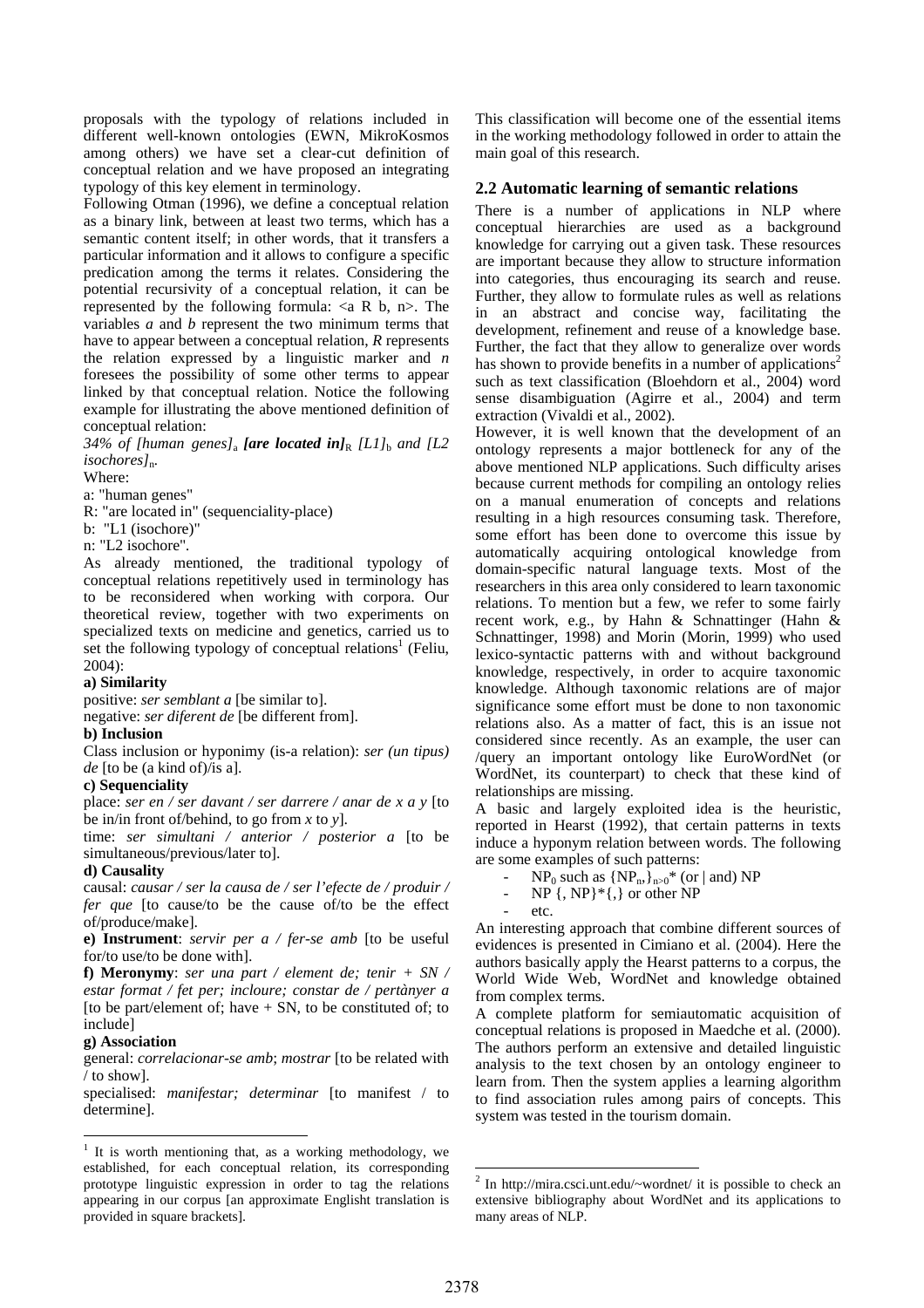proposals with the typology of relations included in different well-known ontologies (EWN, MikroKosmos among others) we have set a clear-cut definition of conceptual relation and we have proposed an integrating typology of this key element in terminology.

Following Otman (1996), we define a conceptual relation as a binary link, between at least two terms, which has a semantic content itself; in other words, that it transfers a particular information and it allows to configure a specific predication among the terms it relates. Considering the potential recursivity of a conceptual relation, it can be represented by the following formula: <a R b, n>. The variables *a* and *b* represent the two minimum terms that have to appear between a conceptual relation, *R* represents the relation expressed by a linguistic marker and *n* foresees the possibility of some other terms to appear linked by that conceptual relation. Notice the following example for illustrating the above mentioned definition of conceptual relation:

*34% of [human genes]*$_a$ ***[are located in]***$_R$ *[L1]*$_b$ *and [L2 isochores]*$_n$.

Where:

a: "human genes"

R: "are located in" (sequenciality-place)

b: "L1 (isochore)"

n: "L2 isochore".

As already mentioned, the traditional typology of conceptual relations repetitively used in terminology has to be reconsidered when working with corpora. Our theoretical review, together with two experiments on specialized texts on medicine and genetics, carried us to set the following typology of conceptual relations[1] (Feliu, 2004):

**a) Similarity**

positive: *ser semblant a* [be similar to].

negative: *ser diferent de* [be different from].

**b) Inclusion**

Class inclusion or hyponimy (is-a relation): *ser (un tipus) de* [to be (a kind of)/is a].

**c) Sequenciality**

place: *ser en / ser davant / ser darrere / anar de x a y* [to be in/in front of/behind, to go from *x* to *y*].

time: *ser simultani / anterior / posterior a* [to be simultaneous/previous/later to].

**d) Causality**

causal: *causar / ser la causa de / ser l'efecte de / produir / fer que* [to cause/to be the cause of/to be the effect of/produce/make].

**e) Instrument**: *servir per a / fer-se amb* [to be useful for/to use/to be done with].

**f) Meronymy**: *ser una part / element de; tenir + SN / estar format / fet per; incloure; constar de / pertànyer a* [to be part/element of; have + SN, to be constituted of; to include]

**g) Association**

general: *correlacionar-se amb*; *mostrar* [to be related with / to show].

specialised: *manifestar; determinar* [to manifest / to determine].

This classification will become one of the essential items in the working methodology followed in order to attain the main goal of this research.

## 2.2 Automatic learning of semantic relations

There is a number of applications in NLP where conceptual hierarchies are used as a background knowledge for carrying out a given task. These resources are important because they allow to structure information into categories, thus encouraging its search and reuse. Further, they allow to formulate rules as well as relations in an abstract and concise way, facilitating the development, refinement and reuse of a knowledge base. Further, the fact that they allow to generalize over words has shown to provide benefits in a number of applications[2] such as text classification (Bloehdorn et al., 2004) word sense disambiguation (Agirre et al., 2004) and term extraction (Vivaldi et al., 2002).

However, it is well known that the development of an ontology represents a major bottleneck for any of the above mentioned NLP applications. Such difficulty arises because current methods for compiling an ontology relies on a manual enumeration of concepts and relations resulting in a high resources consuming task. Therefore, some effort has been done to overcome this issue by automatically acquiring ontological knowledge from domain-specific natural language texts. Most of the researchers in this area only considered to learn taxonomic relations. To mention but a few, we refer to some fairly recent work, e.g., by Hahn & Schnattinger (Hahn & Schnattinger, 1998) and Morin (Morin, 1999) who used lexico-syntactic patterns with and without background knowledge, respectively, in order to acquire taxonomic knowledge. Although taxonomic relations are of major significance some effort must be done to non taxonomic relations also. As a matter of fact, this is an issue not considered since recently. As an example, the user can /query an important ontology like EuroWordNet (or WordNet, its counterpart) to check that these kind of relationships are missing.

A basic and largely exploited idea is the heuristic, reported in Hearst (1992), that certain patterns in texts induce a hyponym relation between words. The following are some examples of such patterns:

- $NP_0$ such as $\{NP_n,\}_{n>0}$* (or | and) NP
- NP {, NP}*{,} or other NP
- etc.

An interesting approach that combine different sources of evidences is presented in Cimiano et al. (2004). Here the authors basically apply the Hearst patterns to a corpus, the World Wide Web, WordNet and knowledge obtained from complex terms.

A complete platform for semiautomatic acquisition of conceptual relations is proposed in Maedche et al. (2000). The authors perform an extensive and detailed linguistic analysis to the text chosen by an ontology engineer to learn from. Then the system applies a learning algorithm to find association rules among pairs of concepts. This system was tested in the tourism domain.

---

[1] It is worth mentioning that, as a working methodology, we established, for each conceptual relation, its corresponding prototype linguistic expression in order to tag the relations appearing in our corpus [an approximate Englisht translation is provided in square brackets].

[2] In http://mira.csci.unt.edu/~wordnet/ it is possible to check an extensive bibliography about WordNet and its applications to many areas of NLP.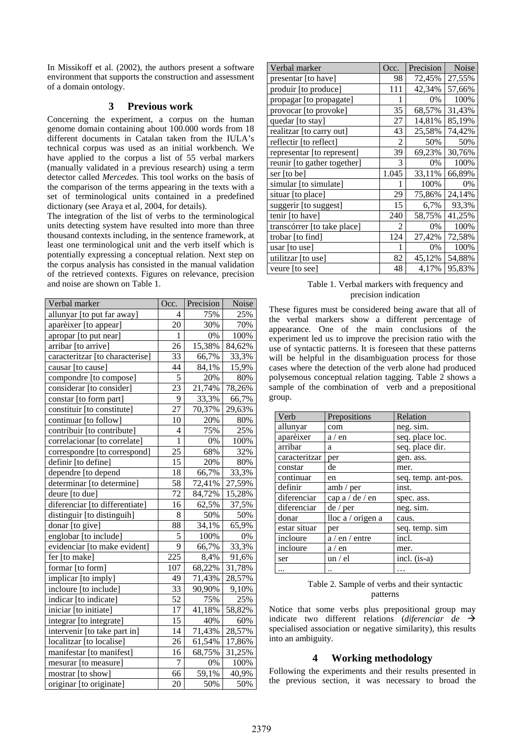In Missikoff et al. (2002), the authors present a software environment that supports the construction and assessment of a domain ontology.

## 3 Previous work

Concerning the experiment, a corpus on the human genome domain containing about 100.000 words from 18 different documents in Catalan taken from the IULA's technical corpus was used as an initial workbench. We have applied to the corpus a list of 55 verbal markers (manually validated in a previous research) using a term detector called *Mercedes.* This tool works on the basis of the comparison of the terms appearing in the texts with a set of terminological units contained in a predefined dictionary (see Araya et al, 2004, for details).

The integration of the list of verbs to the terminological units detecting system have resulted into more than three thousand contexts including, in the sentence framework, at least one terminological unit and the verb itself which is potentially expressing a conceptual relation. Next step on the corpus analysis has consisted in the manual validation of the retrieved contexts. Figures on relevance, precision and noise are shown on Table 1.

| Verbal marker | Occ. | Precision | Noise |
|---|---|---|---|
| allunyar [to put far away] | 4 | 75% | 25% |
| aparèixer [to appear] | 20 | 30% | 70% |
| apropar [to put near] | 1 | 0% | 100% |
| arribar [to arrive] | 26 | 15,38% | 84,62% |
| caracteritzar [to characterise] | 33 | 66,7% | 33,3% |
| causar [to cause] | 44 | 84,1% | 15,9% |
| compondre [to compose] | 5 | 20% | 80% |
| considerar [to consider] | 23 | 21,74% | 78,26% |
| constar [to form part] | 9 | 33,3% | 66,7% |
| constituir [to constitute] | 27 | 70,37% | 29,63% |
| continuar [to follow] | 10 | 20% | 80% |
| contribuir [to contribute] | 4 | 75% | 25% |
| correlacionar [to correlate] | 1 | 0% | 100% |
| correspondre [to correspond] | 25 | 68% | 32% |
| definir [to define] | 15 | 20% | 80% |
| dependre [to depend | 18 | 66,7% | 33,3% |
| determinar [to determine] | 58 | 72,41% | 27,59% |
| deure [to due] | 72 | 84,72% | 15,28% |
| diferenciar [to differentiate] | 16 | 62,5% | 37,5% |
| distinguir [to distinguih] | 8 | 50% | 50% |
| donar [to give] | 88 | 34,1% | 65,9% |
| englobar [to include] | 5 | 100% | 0% |
| evidenciar [to make evident] | 9 | 66,7% | 33,3% |
| fer [to make] | 225 | 8,4% | 91,6% |
| formar [to form] | 107 | 68,22% | 31,78% |
| implicar [to imply] | 49 | 71,43% | 28,57% |
| incloure [to include] | 33 | 90,90% | 9,10% |
| indicar [to indicate] | 52 | 75% | 25% |
| iniciar [to initiate] | 17 | 41,18% | 58,82% |
| integrar [to integrate] | 15 | 40% | 60% |
| intervenir [to take part in] | 14 | 71,43% | 28,57% |
| localitzar [to localise] | 26 | 61,54% | 17,86% |
| manifestar [to manifest] | 16 | 68,75% | 31,25% |
| mesurar [to measure] | 7 | 0% | 100% |
| mostrar [to show] | 66 | 59,1% | 40,9% |
| originar [to originate] | 20 | 50% | 50% |
| presentar [to have] | 98 | 72,45% | 27,55% |
| produir [to produce] | 111 | 42,34% | 57,66% |
| propagar [to propagate] | 1 | 0% | 100% |
| provocar [to provoke] | 35 | 68,57% | 31,43% |
| quedar [to stay] | 27 | 14,81% | 85,19% |
| realitzar [to carry out] | 43 | 25,58% | 74,42% |
| reflectir [to reflect] | 2 | 50% | 50% |
| representar [to represent] | 39 | 69,23% | 30,76% |
| reunir [to gather together] | 3 | 0% | 100% |
| ser [to be] | 1.045 | 33,11% | 66,89% |
| simular [to simulate] | 1 | 100% | 0% |
| situar [to place] | 29 | 75,86% | 24,14% |
| suggerir [to suggest] | 15 | 6,7% | 93,3% |
| tenir [to have] | 240 | 58,75% | 41,25% |
| transcórrer [to take place] | 2 | 0% | 100% |
| trobar [to find] | 124 | 27,42% | 72,58% |
| usar [to use] | 1 | 0% | 100% |
| utilitzar [to use] | 82 | 45,12% | 54,88% |
| veure [to see] | 48 | 4,17% | 95,83% |

Table 1. Verbal markers with frequency and precision indication

These figures must be considered being aware that all of the verbal markers show a different percentage of appearance. One of the main conclusions of the experiment led us to improve the precision ratio with the use of syntactic patterns. It is foreseen that these patterns will be helpful in the disambiguation process for those cases where the detection of the verb alone had produced polysemous conceptual relation tagging. Table 2 shows a sample of the combination of verb and a prepositional group.

| Verb | Prepositions | Relation |
|---|---|---|
| allunyar | com | neg. sim. |
| aparèixer | a / en | seq. place loc. |
| arribar | a | seq. place dir. |
| caracteritzar | per | gen. ass. |
| constar | de | mer. |
| continuar | en | seq. temp. ant-pos. |
| definir | amb / per | inst. |
| diferenciar | cap a / de / en | spec. ass. |
| diferenciar | de / per | neg. sim. |
| donar | lloc a / origen a | caus. |
| estar situar | per | seq. temp. sim |
| incloure | a / en / entre | incl. |
| incloure | a / en | mer. |
| ser | un / el | incl. (is-a) |
| ... | .. | … |

Table 2. Sample of verbs and their syntactic patterns

Notice that some verbs plus prepositional group may indicate two different relations (*diferenciar de* → specialised association or negative similarity), this results into an ambiguity.

## 4 Working methodology

Following the experiments and their results presented in the previous section, it was necessary to broad the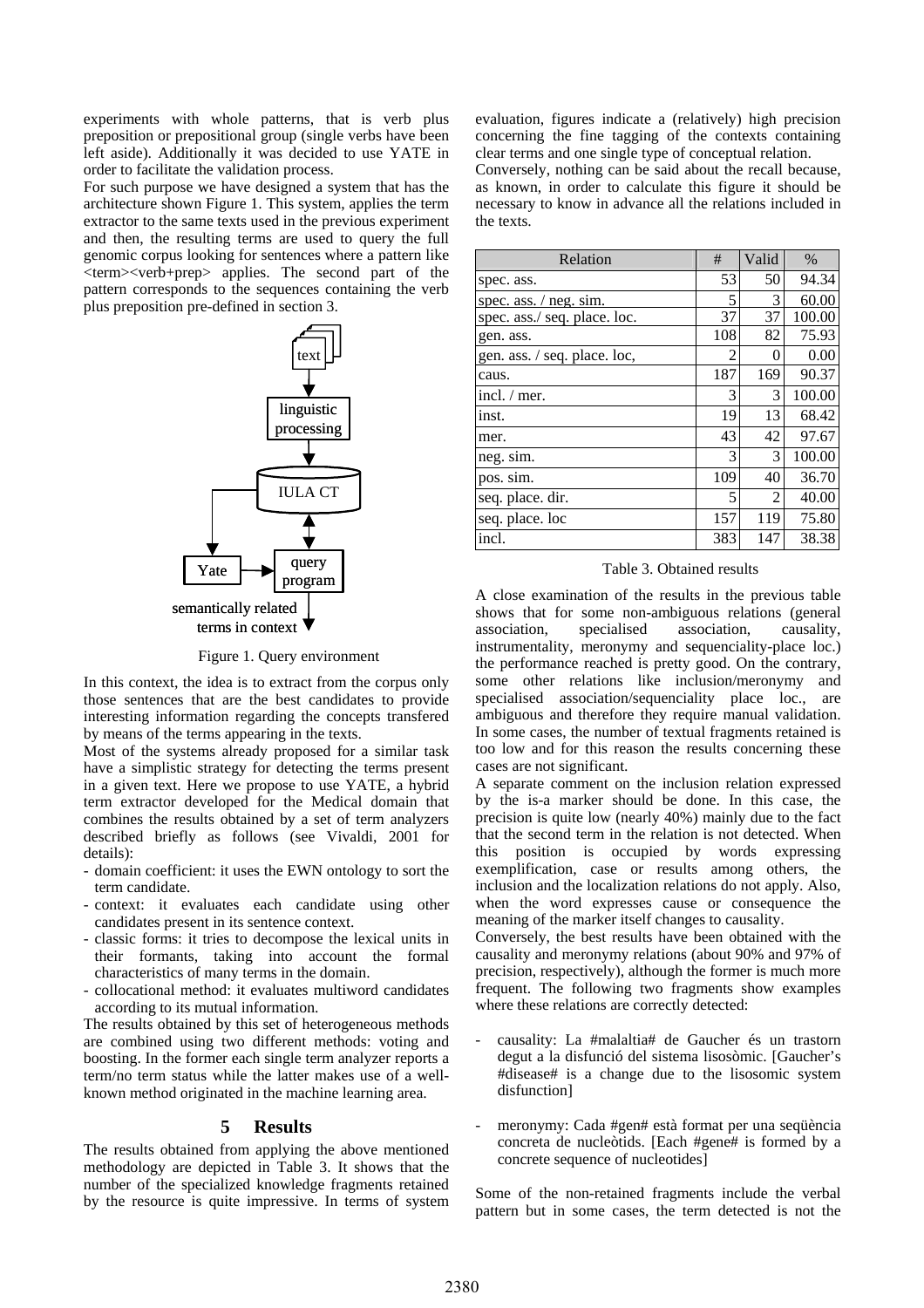experiments with whole patterns, that is verb plus preposition or prepositional group (single verbs have been left aside). Additionally it was decided to use YATE in order to facilitate the validation process.

For such purpose we have designed a system that has the architecture shown Figure 1. This system, applies the term extractor to the same texts used in the previous experiment and then, the resulting terms are used to query the full genomic corpus looking for sentences where a pattern like <term><verb+prep> applies. The second part of the pattern corresponds to the sequences containing the verb plus preposition pre-defined in section 3.

Figure 1. Query environment

In this context, the idea is to extract from the corpus only those sentences that are the best candidates to provide interesting information regarding the concepts transfered by means of the terms appearing in the texts.

Most of the systems already proposed for a similar task have a simplistic strategy for detecting the terms present in a given text. Here we propose to use YATE, a hybrid term extractor developed for the Medical domain that combines the results obtained by a set of term analyzers described briefly as follows (see Vivaldi, 2001 for details):

- domain coefficient: it uses the EWN ontology to sort the term candidate.
- context: it evaluates each candidate using other candidates present in its sentence context.
- classic forms: it tries to decompose the lexical units in their formants, taking into account the formal characteristics of many terms in the domain.
- collocational method: it evaluates multiword candidates according to its mutual information.

The results obtained by this set of heterogeneous methods are combined using two different methods: voting and boosting. In the former each single term analyzer reports a term/no term status while the latter makes use of a well-known method originated in the machine learning area.

## 5 Results

The results obtained from applying the above mentioned methodology are depicted in Table 3. It shows that the number of the specialized knowledge fragments retained by the resource is quite impressive. In terms of system evaluation, figures indicate a (relatively) high precision concerning the fine tagging of the contexts containing clear terms and one single type of conceptual relation.

Conversely, nothing can be said about the recall because, as known, in order to calculate this figure it should be necessary to know in advance all the relations included in the texts.

| Relation | # | Valid | % |
|---|---|---|---|
| spec. ass. | 53 | 50 | 94.34 |
| spec. ass. / neg. sim. | 5 | 3 | 60.00 |
| spec. ass./ seq. place. loc. | 37 | 37 | 100.00 |
| gen. ass. | 108 | 82 | 75.93 |
| gen. ass. / seq. place. loc, | 2 | 0 | 0.00 |
| caus. | 187 | 169 | 90.37 |
| incl. / mer. | 3 | 3 | 100.00 |
| inst. | 19 | 13 | 68.42 |
| mer. | 43 | 42 | 97.67 |
| neg. sim. | 3 | 3 | 100.00 |
| pos. sim. | 109 | 40 | 36.70 |
| seq. place. dir. | 5 | 2 | 40.00 |
| seq. place. loc | 157 | 119 | 75.80 |
| incl. | 383 | 147 | 38.38 |

Table 3. Obtained results

A close examination of the results in the previous table shows that for some non-ambiguous relations (general association, specialised association, causality, instrumentality, meronymy and sequenciality-place loc.) the performance reached is pretty good. On the contrary, some other relations like inclusion/meronymy and specialised association/sequenciality place loc., are ambiguous and therefore they require manual validation. In some cases, the number of textual fragments retained is too low and for this reason the results concerning these cases are not significant.

A separate comment on the inclusion relation expressed by the is-a marker should be done. In this case, the precision is quite low (nearly 40%) mainly due to the fact that the second term in the relation is not detected. When this position is occupied by words expressing exemplification, case or results among others, the inclusion and the localization relations do not apply. Also, when the word expresses cause or consequence the meaning of the marker itself changes to causality.

Conversely, the best results have been obtained with the causality and meronymy relations (about 90% and 97% of precision, respectively), although the former is much more frequent. The following two fragments show examples where these relations are correctly detected:

- causality: La #malaltia# de Gaucher és un trastorn degut a la disfunció del sistema lisosòmic. [Gaucher's #disease# is a change due to the lisosomic system disfunction]

- meronymy: Cada #gen# està format per una seqüència concreta de nucleòtids. [Each #gene# is formed by a concrete sequence of nucleotides]

Some of the non-retained fragments include the verbal pattern but in some cases, the term detected is not the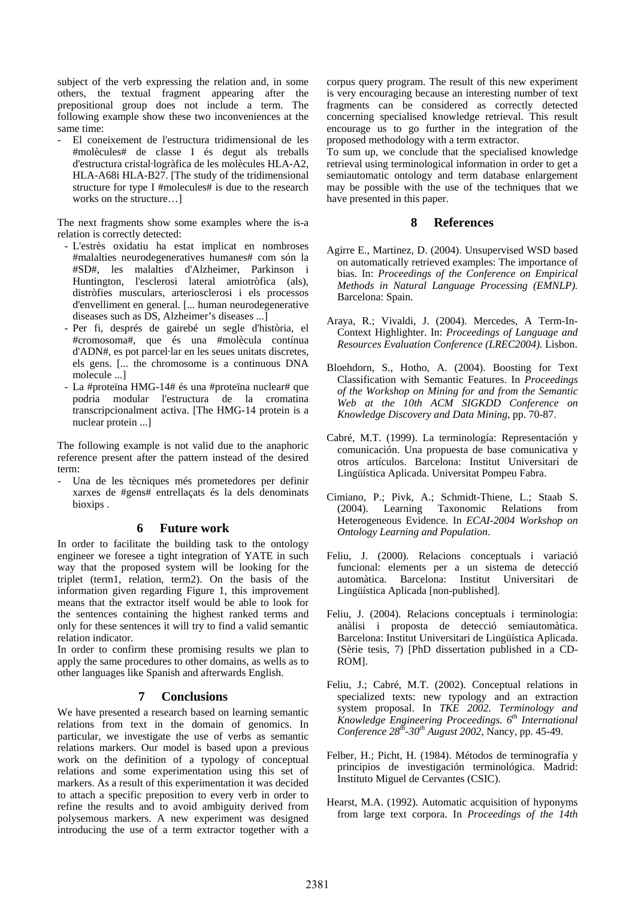subject of the verb expressing the relation and, in some others, the textual fragment appearing after the prepositional group does not include a term. The following example show these two inconveniences at the same time:

- El coneixement de l'estructura tridimensional de les #molècules# de classe I és degut als treballs d'estructura cristal·logràfica de les molècules HLA-A2, HLA-A68i HLA-B27. [The study of the tridimensional structure for type I #molecules# is due to the research works on the structure…]

The next fragments show some examples where the is-a relation is correctly detected:

- L'estrès oxidatiu ha estat implicat en nombroses #malalties neurodegeneratives humanes# com són la #SD#, les malalties d'Alzheimer, Parkinson i Huntington, l'esclerosi lateral amiotròfica (als), distròfies musculars, arteriosclerosi i els processos d'envelliment en general. [... human neurodegenerative diseases such as DS, Alzheimer's diseases ...]
- Per fi, després de gairebé un segle d'història, el #cromosoma#, que és una #molècula contínua d'ADN#, es pot parcel·lar en les seues unitats discretes, els gens. [... the chromosome is a continuous DNA molecule ...]
- La #proteïna HMG-14# és una #proteïna nuclear# que podria modular l'estructura de la cromatina transcripcionalment activa. [The HMG-14 protein is a nuclear protein ...]

The following example is not valid due to the anaphoric reference present after the pattern instead of the desired term:

- Una de les tècniques més prometedores per definir xarxes de #gens# entrellaçats és la dels denominats bioxips .

## 6 Future work

In order to facilitate the building task to the ontology engineer we foresee a tight integration of YATE in such way that the proposed system will be looking for the triplet (term1, relation, term2). On the basis of the information given regarding Figure 1, this improvement means that the extractor itself would be able to look for the sentences containing the highest ranked terms and only for these sentences it will try to find a valid semantic relation indicator.

In order to confirm these promising results we plan to apply the same procedures to other domains, as wells as to other languages like Spanish and afterwards English.

## 7 Conclusions

We have presented a research based on learning semantic relations from text in the domain of genomics. In particular, we investigate the use of verbs as semantic relations markers. Our model is based upon a previous work on the definition of a typology of conceptual relations and some experimentation using this set of markers. As a result of this experimentation it was decided to attach a specific preposition to every verb in order to refine the results and to avoid ambiguity derived from polysemous markers. A new experiment was designed introducing the use of a term extractor together with a corpus query program. The result of this new experiment is very encouraging because an interesting number of text fragments can be considered as correctly detected concerning specialised knowledge retrieval. This result encourage us to go further in the integration of the proposed methodology with a term extractor.

To sum up, we conclude that the specialised knowledge retrieval using terminological information in order to get a semiautomatic ontology and term database enlargement may be possible with the use of the techniques that we have presented in this paper.

## 8 References

Agirre E., Martinez, D. (2004). Unsupervised WSD based on automatically retrieved examples: The importance of bias. In: *Proceedings of the Conference on Empirical Methods in Natural Language Processing (EMNLP).* Barcelona: Spain.

Araya, R.; Vivaldi, J. (2004). Mercedes, A Term-In-Context Highlighter. In: *Proceedings of Language and Resources Evaluation Conference (LREC2004).* Lisbon.

Bloehdorn, S., Hotho, A. (2004). Boosting for Text Classification with Semantic Features. In *Proceedings of the Workshop on Mining for and from the Semantic Web at the 10th ACM SIGKDD Conference on Knowledge Discovery and Data Mining*, pp. 70-87.

Cabré, M.T. (1999). La terminología: Representación y comunicación. Una propuesta de base comunicativa y otros artículos. Barcelona: Institut Universitari de Lingüística Aplicada. Universitat Pompeu Fabra.

Cimiano, P.; Pivk, A.; Schmidt-Thiene, L.; Staab S. (2004). Learning Taxonomic Relations from Heterogeneous Evidence. In *ECAI-2004 Workshop on Ontology Learning and Population*.

Feliu, J. (2000). Relacions conceptuals i variació funcional: elements per a un sistema de detecció automàtica. Barcelona: Institut Universitari de Lingüística Aplicada [non-published].

Feliu, J. (2004). Relacions conceptuals i terminologia: anàlisi i proposta de detecció semiautomàtica. Barcelona: Institut Universitari de Lingüística Aplicada. (Sèrie tesis, 7) [PhD dissertation published in a CD-ROM].

Feliu, J.; Cabré, M.T. (2002). Conceptual relations in specialized texts: new typology and an extraction system proposal. In *TKE 2002. Terminology and Knowledge Engineering Proceedings. 6th International Conference 28th-30th August 2002*, Nancy, pp. 45-49.

Felber, H.; Picht, H. (1984). Métodos de terminografía y principios de investigación terminológica. Madrid: Instituto Miguel de Cervantes (CSIC).

Hearst, M.A. (1992). Automatic acquisition of hyponyms from large text corpora. In *Proceedings of the 14th*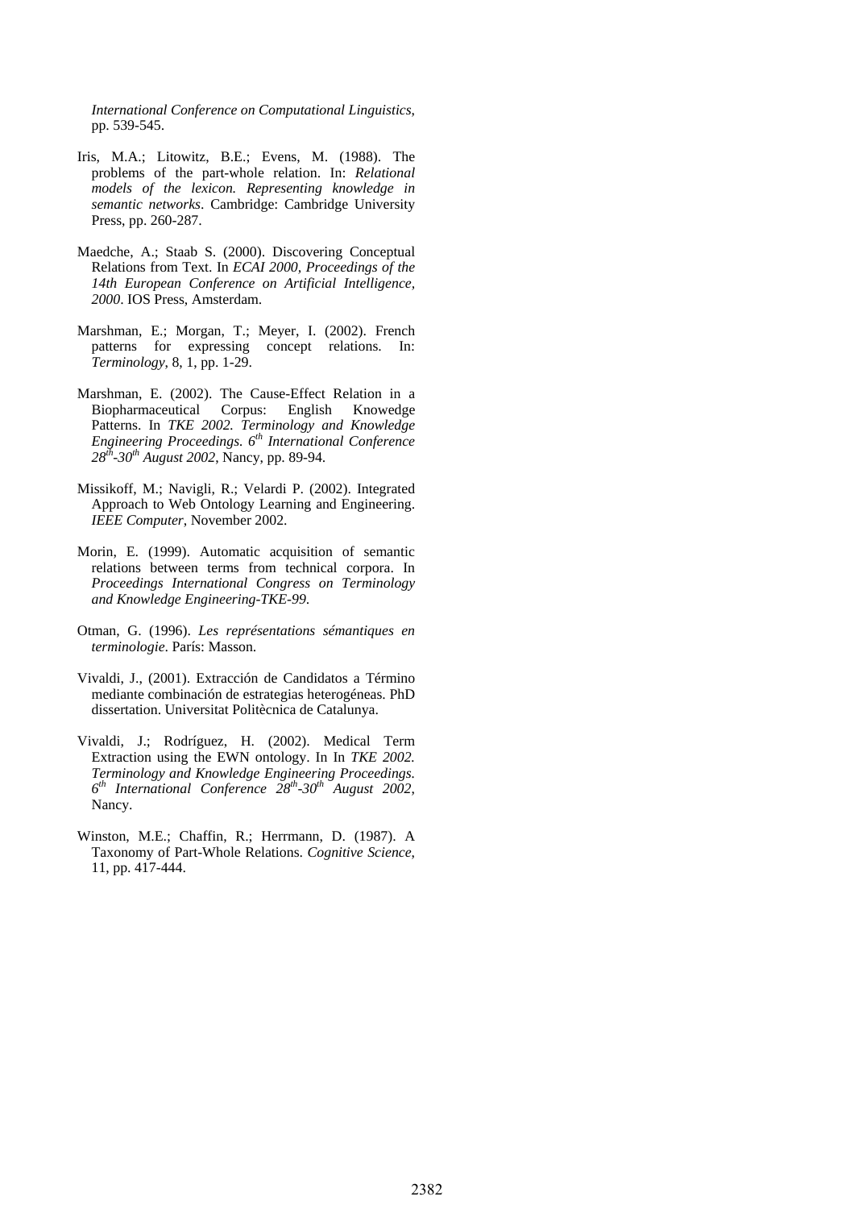*International Conference on Computational Linguistics*, pp. 539-545.

Iris, M.A.; Litowitz, B.E.; Evens, M. (1988). The problems of the part-whole relation. In: *Relational models of the lexicon. Representing knowledge in semantic networks*. Cambridge: Cambridge University Press, pp. 260-287.

Maedche, A.; Staab S. (2000). Discovering Conceptual Relations from Text. In *ECAI 2000, Proceedings of the 14th European Conference on Artificial Intelligence, 2000*. IOS Press, Amsterdam.

Marshman, E.; Morgan, T.; Meyer, I. (2002). French patterns for expressing concept relations. In: *Terminology*, 8, 1, pp. 1-29.

Marshman, E. (2002). The Cause-Effect Relation in a Biopharmaceutical Corpus: English Knowedge Patterns. In *TKE 2002. Terminology and Knowledge Engineering Proceedings. 6th International Conference 28th-30th August 2002*, Nancy, pp. 89-94.

Missikoff, M.; Navigli, R.; Velardi P. (2002). Integrated Approach to Web Ontology Learning and Engineering. *IEEE Computer*, November 2002.

Morin, E. (1999). Automatic acquisition of semantic relations between terms from technical corpora. In *Proceedings International Congress on Terminology and Knowledge Engineering-TKE-99*.

Otman, G. (1996). *Les représentations sémantiques en terminologie*. París: Masson.

Vivaldi, J., (2001). Extracción de Candidatos a Término mediante combinación de estrategias heterogéneas. PhD dissertation. Universitat Politècnica de Catalunya.

Vivaldi, J.; Rodríguez, H. (2002). Medical Term Extraction using the EWN ontology. In In *TKE 2002. Terminology and Knowledge Engineering Proceedings. 6th International Conference 28th-30th August 2002*, Nancy.

Winston, M.E.; Chaffin, R.; Herrmann, D. (1987). A Taxonomy of Part-Whole Relations. *Cognitive Science*, 11, pp. 417-444.